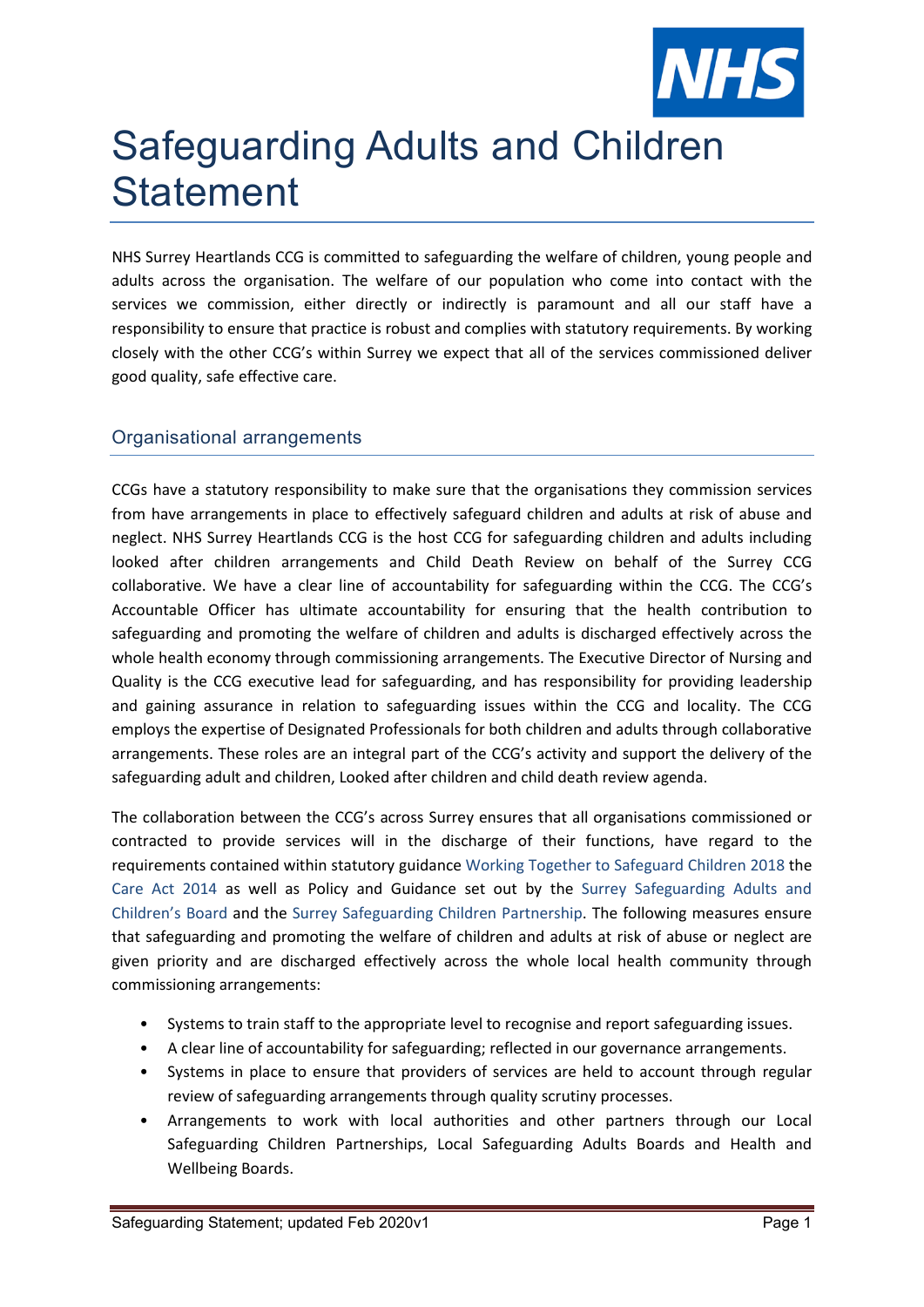# Safeguarding Adults and Children Statement

NHS Surrey Heartlands CCG is committed to safeguarding the welfare of children, young people and adults across the organisation. The welfare of our population who come into contact with the services we commission, either directly or indirectly is paramount and all our staff have a responsibility to ensure that practice is robust and complies with statutory requirements. By working closely with the other CCG's within Surrey we expect that all of the services commissioned deliver good quality, safe effective care.

## Organisational arrangements

CCGs have a statutory responsibility to make sure that the organisations they commission services from have arrangements in place to effectively safeguard children and adults at risk of abuse and neglect. NHS Surrey Heartlands CCG is the host CCG for safeguarding children and adults including looked after children arrangements and Child Death Review on behalf of the Surrey CCG collaborative. We have a clear line of accountability for safeguarding within the CCG. The CCG's Accountable Officer has ultimate accountability for ensuring that the health contribution to safeguarding and promoting the welfare of children and adults is discharged effectively across the whole health economy through commissioning arrangements. The Executive Director of Nursing and Quality is the CCG executive lead for safeguarding, and has responsibility for providing leadership and gaining assurance in relation to safeguarding issues within the CCG and locality. The CCG employs the expertise of Designated Professionals for both children and adults through collaborative arrangements. These roles are an integral part of the CCG's activity and support the delivery of the safeguarding adult and children, Looked after children and child death review agenda.

The collaboration between the CCG's across Surrey ensures that all organisations commissioned or contracted to provide services will in the discharge of their functions, have regard to the requirements contained within statutory guidance Working Together to Safeguard Children 2018 the Care Act 2014 as well as Policy and Guidance set out by the Surrey Safeguarding Adults and Children's Board and the Surrey Safeguarding Children Partnership. The following measures ensure that safeguarding and promoting the welfare of children and adults at risk of abuse or neglect are given priority and are discharged effectively across the whole local health community through commissioning arrangements:

- Systems to train staff to the appropriate level to recognise and report safeguarding issues.
- A clear line of accountability for safeguarding; reflected in our governance arrangements.
- Systems in place to ensure that providers of services are held to account through regular review of safeguarding arrangements through quality scrutiny processes.
- Arrangements to work with local authorities and other partners through our Local Safeguarding Children Partnerships, Local Safeguarding Adults Boards and Health and Wellbeing Boards.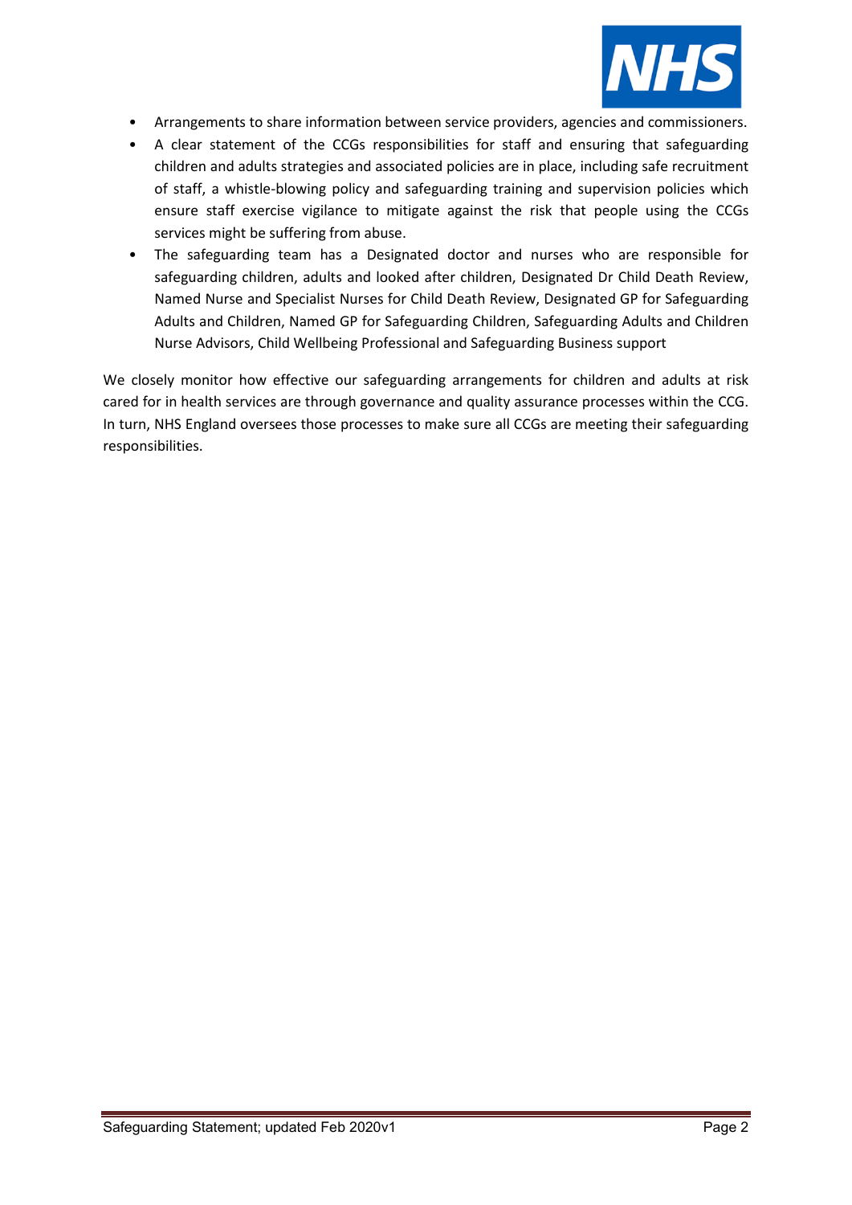- Arrangements to share information between service providers, agencies and commissioners.
- A clear statement of the CCGs responsibilities for staff and ensuring that safeguarding children and adults strategies and associated policies are in place, including safe recruitment of staff, a whistle-blowing policy and safeguarding training and supervision policies which ensure staff exercise vigilance to mitigate against the risk that people using the CCGs services might be suffering from abuse.
- The safeguarding team has a Designated doctor and nurses who are responsible for safeguarding children, adults and looked after children, Designated Dr Child Death Review, Named Nurse and Specialist Nurses for Child Death Review, Designated GP for Safeguarding Adults and Children, Named GP for Safeguarding Children, Safeguarding Adults and Children Nurse Advisors, Child Wellbeing Professional and Safeguarding Business support

We closely monitor how effective our safeguarding arrangements for children and adults at risk cared for in health services are through governance and quality assurance processes within the CCG. In turn, NHS England oversees those processes to make sure all CCGs are meeting their safeguarding responsibilities.